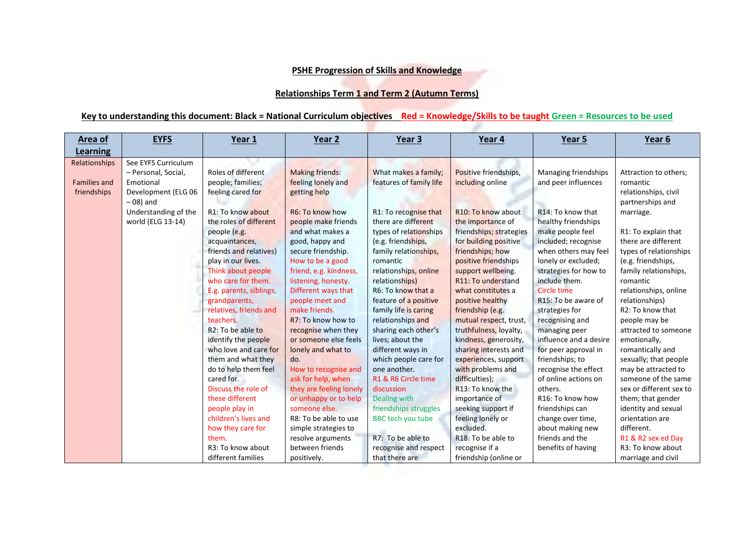**PSHE Progression of Skills and Knowledge**

**Relationships Term 1 and Term 2 (Autumn Terms)**

**Key to understanding this document: Black = National Curriculum objectives Red = Knowledge/Skills to be taught Green = Resources to be used**

| Area of Learning | EYFS | Year 1 | Year 2 | Year 3 | Year 4 | Year 5 | Year 6 |
|---|---|---|---|---|---|---|---|
| Relationships<br><br>Families and friendships | See EYFS Curriculum – Personal, Social, Emotional Development (ELG 06 – 08) and Understanding of the world (ELG 13-14) | Roles of different people; families; feeling cared for<br><br>R1: To know about the roles of different people (e.g. acquaintances, friends and relatives) play in our lives. Think about people who care for them. E.g. parents, siblings, grandparents, relatives, friends and teachers.<br>R2: To be able to identify the people who love and care for them and what they do to help them feel cared for. Discuss the role of these different people play in children's lives and how they care for them.<br>R3: To know about different families | Making friends: feeling lonely and getting help<br><br>R6: To know how people make friends and what makes a good, happy and secure friendship. How to be a good friend, e.g. kindness, listening, honesty. Different ways that people meet and make friends.<br>R7: To know how to recognise when they or someone else feels lonely and what to do. How to recognise and ask for help, when they are feeling lonely or unhappy or to help someone else.<br>R8: To be able to use simple strategies to resolve arguments between friends positively. | What makes a family; features of family life<br><br>R1: To recognise that there are different types of relationships (e.g. friendships, family relationships, romantic relationships, online relationships)<br>R6: To know that a feature of a positive family life is caring relationships and sharing each other's lives; about the different ways in which people care for one another.<br>R1 & R6 Circle time discussion<br>Dealing with friendships struggles BBC tech you tube<br><br>R7: To be able to recognise and respect that there are | Positive friendships, including online<br><br>R10: To know about the importance of friendships; strategies for building positive friendships; how positive friendships support wellbeing.<br>R11: To understand what constitutes a positive healthy friendship (e.g. mutual respect, trust, truthfulness, loyalty, kindness, generosity, sharing interests and experiences, support with problems and difficulties);<br>R13: To know the importance of seeking support if feeling lonely or excluded.<br>R18: To be able to recognise if a friendship (online or | Managing friendships and peer influences<br><br>R14: To know that healthy friendships make people feel included; recognise when others may feel lonely or excluded; strategies for how to include them.<br>Circle time<br>R15: To be aware of strategies for recognising and managing peer influence and a desire for peer approval in friendships; to recognise the effect of online actions on others.<br>R16: To know how friendships can change over time, about making new friends and the benefits of having | Attraction to others; romantic relationships, civil partnerships and marriage.<br><br>R1: To explain that there are different types of relationships (e.g. friendships, family relationships, romantic relationships, online relationships)<br>R2: To know that people may be attracted to someone emotionally, romantically and sexually; that people may be attracted to someone of the same sex or different sex to them; that gender identity and sexual orientation are different.<br>R1 & R2 sex ed Day<br>R3: To know about marriage and civil |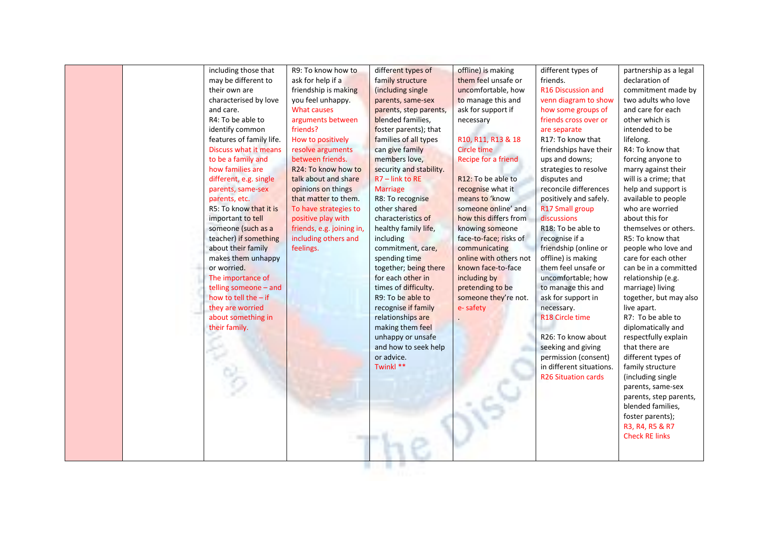| | | | | | | | |
|---|---|---|---|---|---|---|---|
| | | including those that may be different to their own are characterised by love and care.<br>R4: To be able to identify common features of family life.<br>Discuss what it means to be a family and how families are different, e.g. single parents, same-sex parents, etc.<br>R5: To know that it is important to tell someone (such as a teacher) if something about their family makes them unhappy or worried.<br>The importance of telling someone – and how to tell the – if they are worried about something in their family. | R9: To know how to ask for help if a friendship is making you feel unhappy.<br>What causes arguments between friends?<br>How to positively resolve arguments between friends.<br>R24: To know how to talk about and share opinions on things that matter to them.<br>To have strategies to positive play with friends, e.g. joining in, including others and feelings. | different types of family structure (including single parents, same-sex parents, step parents, blended families, foster parents); that families of all types can give family members love, security and stability.<br>R7 – link to RE Marriage<br>R8: To recognise other shared characteristics of healthy family life, including commitment, care, spending time together; being there for each other in times of difficulty.<br>R9: To be able to recognise if family relationships are making them feel unhappy or unsafe and how to seek help or advice.<br>Twinkl ** | offline) is making them feel unsafe or uncomfortable, how to manage this and ask for support if necessary<br><br>R10, R11, R13 & 18 Circle time<br>Recipe for a friend<br><br>R12: To be able to recognise what it means to 'know someone online' and how this differs from knowing someone face-to-face; risks of communicating online with others not known face-to-face including by pretending to be someone they're not.<br>e- safety<br>. | different types of friends.<br>R16 Discussion and venn diagram to show how some groups of friends cross over or are separate<br>R17: To know that friendships have their ups and downs; strategies to resolve disputes and reconcile differences positively and safely.<br>R17 Small group discussions<br>R18: To be able to recognise if a friendship (online or offline) is making them feel unsafe or uncomfortable; how to manage this and ask for support in necessary.<br>R18 Circle time<br><br>R26: To know about seeking and giving permission (consent) in different situations.<br>R26 Situation cards | partnership as a legal declaration of commitment made by two adults who love and care for each other which is intended to be lifelong.<br>R4: To know that forcing anyone to marry against their will is a crime; that help and support is available to people who are worried about this for themselves or others.<br>R5: To know that people who love and care for each other can be in a committed relationship (e.g. marriage) living together, but may also live apart.<br>R7: To be able to diplomatically and respectfully explain that there are different types of family structure (including single parents, same-sex parents, step parents, blended families, foster parents);<br>R3, R4, R5 & R7 Check RE links |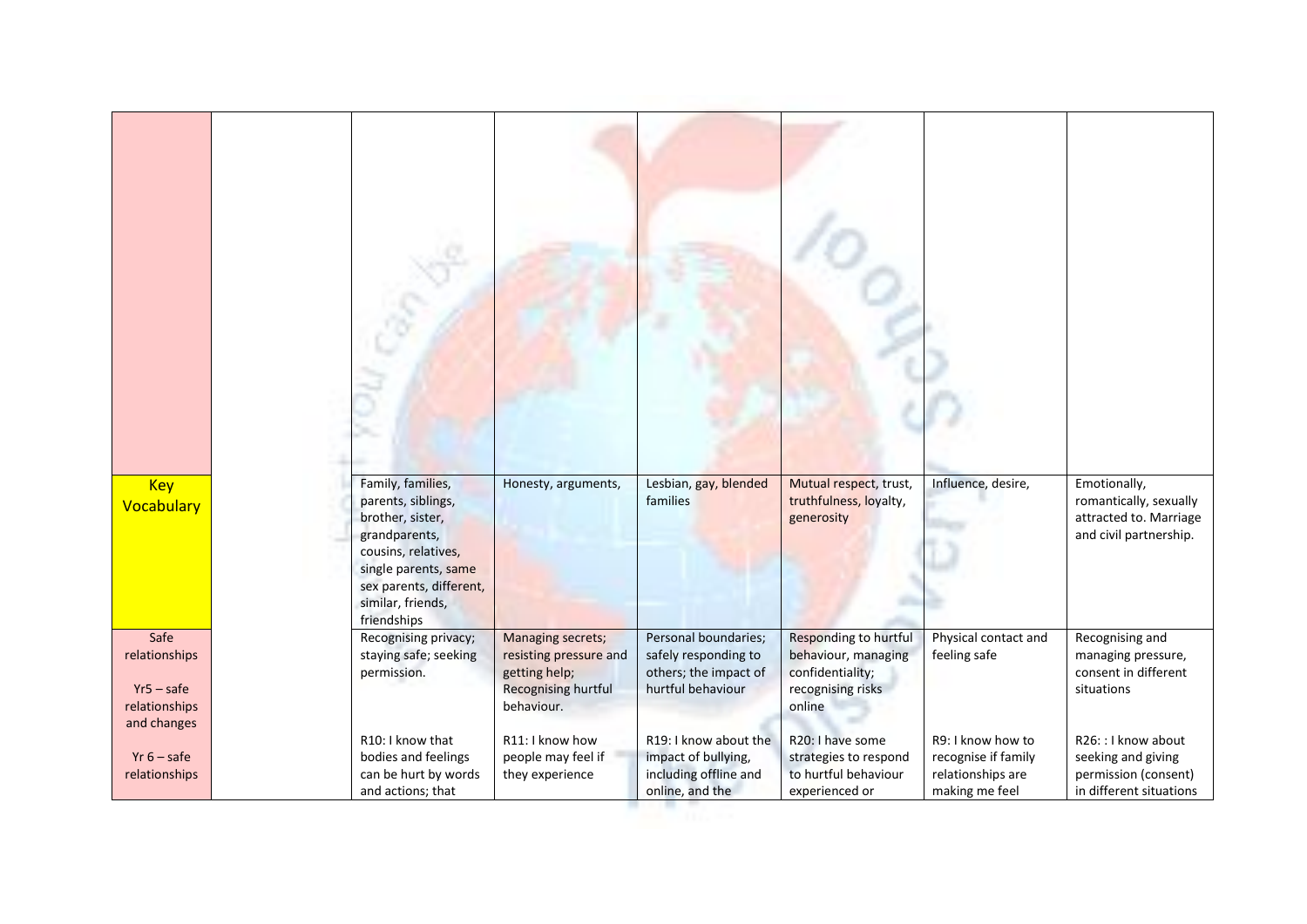| | | | | | | | |
|---|---|---|---|---|---|---|---|
| | | | | | | | |
| Key Vocabulary | | Family, families, parents, siblings, brother, sister, grandparents, cousins, relatives, single parents, same sex parents, different, similar, friends, friendships | Honesty, arguments, | Lesbian, gay, blended families | Mutual respect, trust, truthfulness, loyalty, generosity | Influence, desire, | Emotionally, romantically, sexually attracted to. Marriage and civil partnership. |
| Safe relationships<br><br>Yr5 – safe relationships and changes<br><br>Yr 6 – safe relationships | | Recognising privacy; staying safe; seeking permission.<br><br>R10: I know that bodies and feelings can be hurt by words and actions; that | Managing secrets; resisting pressure and getting help; Recognising hurtful behaviour.<br><br>R11: I know how people may feel if they experience | Personal boundaries; safely responding to others; the impact of hurtful behaviour<br><br>R19: I know about the impact of bullying, including offline and online, and the | Responding to hurtful behaviour, managing confidentiality; recognising risks online<br><br>R20: I have some strategies to respond to hurtful behaviour experienced or | Physical contact and feeling safe<br><br>R9: I know how to recognise if family relationships are making me feel | Recognising and managing pressure, consent in different situations<br><br>R26: : I know about seeking and giving permission (consent) in different situations |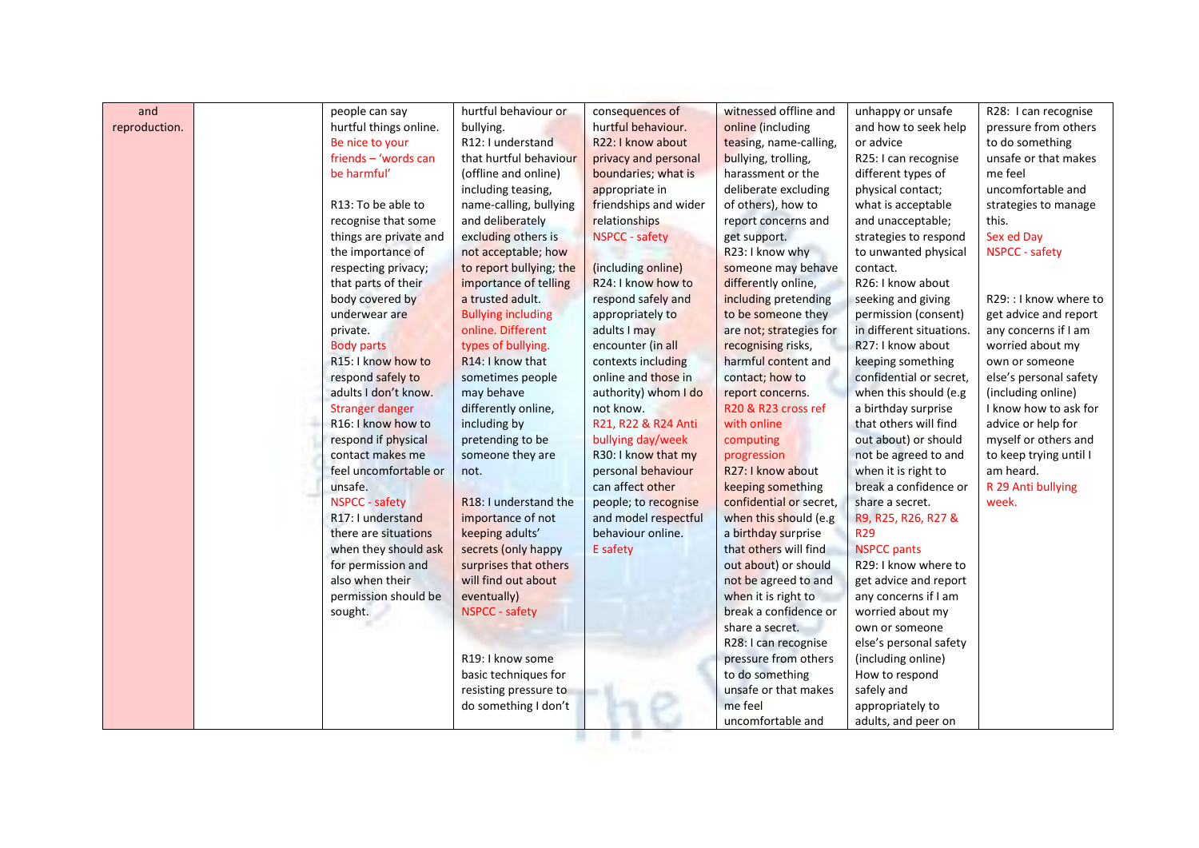| and reproduction. | | people can say hurtful things online.<br>Be nice to your friends – 'words can be harmful'<br><br>R13: To be able to recognise that some things are private and the importance of respecting privacy; that parts of their body covered by underwear are private.<br>Body parts<br>R15: I know how to respond safely to adults I don't know.<br>Stranger danger<br>R16: I know how to respond if physical contact makes me feel uncomfortable or unsafe.<br>NSPCC - safety<br>R17: I understand there are situations when they should ask for permission and also when their permission should be sought. | hurtful behaviour or bullying.<br>R12: I understand that hurtful behaviour (offline and online) including teasing, name-calling, bullying and deliberately excluding others is not acceptable; how to report bullying; the importance of telling a trusted adult.<br>Bullying including online. Different types of bullying.<br>R14: I know that sometimes people may behave differently online, including by pretending to be someone they are not.<br><br>R18: I understand the importance of not keeping adults' secrets (only happy surprises that others will find out about eventually)<br>NSPCC - safety<br><br><br>R19: I know some basic techniques for resisting pressure to do something I don't | consequences of hurtful behaviour.<br>R22: I know about privacy and personal boundaries; what is appropriate in friendships and wider relationships<br>NSPCC - safety<br><br>(including online)<br>R24: I know how to respond safely and appropriately to adults I may encounter (in all contexts including online and those in authority) whom I do not know.<br>R21, R22 & R24 Anti bullying day/week<br>R30: I know that my personal behaviour can affect other people; to recognise and model respectful behaviour online.<br>E safety | witnessed offline and online (including teasing, name-calling, bullying, trolling, harassment or the deliberate excluding of others), how to report concerns and get support.<br>R23: I know why someone may behave differently online, including pretending to be someone they are not; strategies for recognising risks, harmful content and contact; how to report concerns.<br>R20 & R23 cross ref with online computing progression<br>R27: I know about keeping something confidential or secret, when this should (e.g a birthday surprise that others will find out about) or should not be agreed to and when it is right to break a confidence or share a secret.<br>R28: I can recognise pressure from others to do something unsafe or that makes me feel uncomfortable and | unhappy or unsafe and how to seek help or advice<br>R25: I can recognise different types of physical contact; what is acceptable and unacceptable; strategies to respond to unwanted physical contact.<br>R26: I know about seeking and giving permission (consent) in different situations.<br>R27: I know about keeping something confidential or secret, when this should (e.g a birthday surprise that others will find out about) or should not be agreed to and when it is right to break a confidence or share a secret.<br>R9, R25, R26, R27 & R29<br>NSPCC pants<br>R29: I know where to get advice and report any concerns if I am worried about my own or someone else's personal safety (including online)<br>How to respond safely and appropriately to adults, and peer on | R28: I can recognise pressure from others to do something unsafe or that makes me feel uncomfortable and strategies to manage this.<br>Sex ed Day<br>NSPCC - safety<br><br>R29: : I know where to get advice and report any concerns if I am worried about my own or someone else's personal safety (including online)<br>I know how to ask for advice or help for myself or others and to keep trying until I am heard.<br>R 29 Anti bullying week. |
|---|---|---|---|---|---|---|---|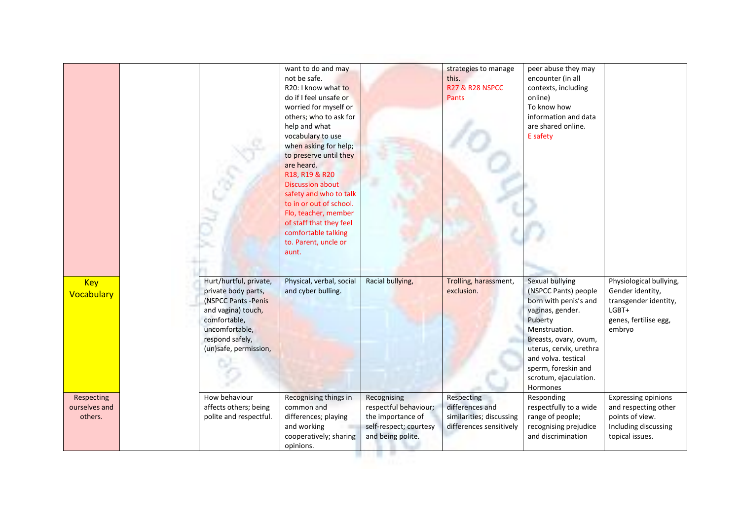| | | | | | | | |
|---|---|---|---|---|---|---|---|
| | | | want to do and may not be safe.<br>R20: I know what to do if I feel unsafe or worried for myself or others; who to ask for help and what vocabulary to use when asking for help; to preserve until they are heard.<br>R18, R19 & R20 Discussion about safety and who to talk to in or out of school. Flo, teacher, member of staff that they feel comfortable talking to. Parent, uncle or aunt. | | strategies to manage this.<br>R27 & R28 NSPCC Pants | peer abuse they may encounter (in all contexts, including online)<br>To know how information and data are shared online.<br>E safety | |
| Key Vocabulary | | Hurt/hurtful, private, private body parts, (NSPCC Pants -Penis and vagina) touch, comfortable, uncomfortable, respond safely, (un)safe, permission, | Physical, verbal, social and cyber bulling. | Racial bullying, | Trolling, harassment, exclusion. | Sexual bullying (NSPCC Pants) people born with penis's and vaginas, gender. Puberty Menstruation. Breasts, ovary, ovum, uterus, cervix, urethra and volva. testical sperm, foreskin and scrotum, ejaculation. Hormones | Physiological bullying, Gender identity, transgender identity, LGBT+ genes, fertilise egg, embryo |
| Respecting ourselves and others. | | How behaviour affects others; being polite and respectful. | Recognising things in common and differences; playing and working cooperatively; sharing opinions. | Recognising respectful behaviour; the importance of self-respect; courtesy and being polite. | Respecting differences and similarities; discussing differences sensitively | Responding respectfully to a wide range of people; recognising prejudice and discrimination | Expressing opinions and respecting other points of view. Including discussing topical issues. |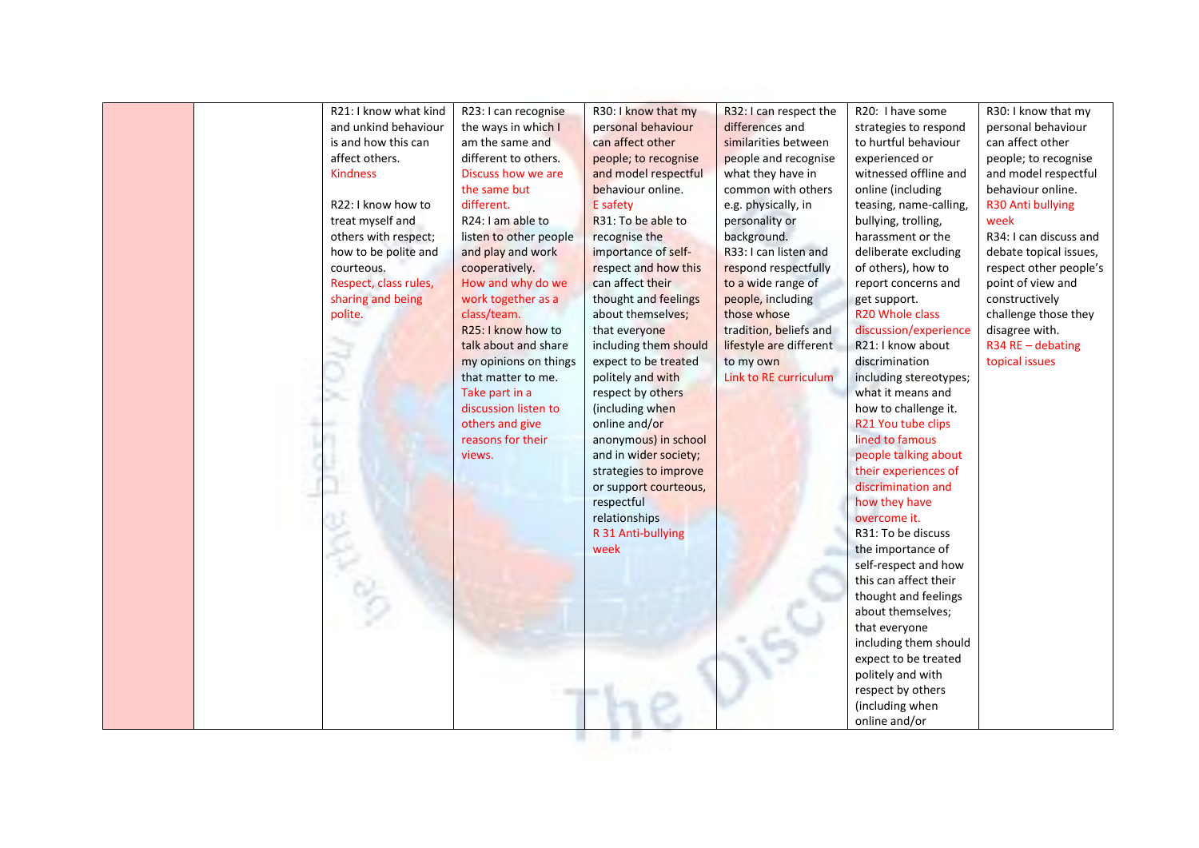|  |  |  |  |  |  |  |  |
|---|---|---|---|---|---|---|---|
|  |  | R21: I know what kind and unkind behaviour is and how this can affect others.<br>Kindness<br><br>R22: I know how to treat myself and others with respect; how to be polite and courteous.<br>Respect, class rules, sharing and being polite. | R23: I can recognise the ways in which I am the same and different to others.<br>Discuss how we are the same but different.<br>R24: I am able to listen to other people and play and work cooperatively.<br>How and why do we work together as a class/team.<br>R25: I know how to talk about and share my opinions on things that matter to me.<br>Take part in a discussion listen to others and give reasons for their views. | R30: I know that my personal behaviour can affect other people; to recognise and model respectful behaviour online.<br>E safety<br>R31: To be able to recognise the importance of self-respect and how this can affect their thought and feelings about themselves; that everyone including them should expect to be treated politely and with respect by others (including when online and/or anonymous) in school and in wider society; strategies to improve or support courteous, respectful relationships<br>R 31 Anti-bullying week | R32: I can respect the differences and similarities between people and recognise what they have in common with others e.g. physically, in personality or background.<br>R33: I can listen and respond respectfully to a wide range of people, including those whose tradition, beliefs and lifestyle are different to my own<br>Link to RE curriculum | R20: I have some strategies to respond to hurtful behaviour experienced or witnessed offline and online (including teasing, name-calling, bullying, trolling, harassment or the deliberate excluding of others), how to report concerns and get support.<br>R20 Whole class discussion/experience<br>R21: I know about discrimination including stereotypes; what it means and how to challenge it.<br>R21 You tube clips lined to famous people talking about their experiences of discrimination and how they have overcome it.<br>R31: To be discuss the importance of self-respect and how this can affect their thought and feelings about themselves; that everyone including them should expect to be treated politely and with respect by others (including when online and/or | R30: I know that my personal behaviour can affect other people; to recognise and model respectful behaviour online.<br>R30 Anti bullying week<br>R34: I can discuss and debate topical issues, respect other people's point of view and constructively challenge those they disagree with.<br>R34 RE – debating topical issues |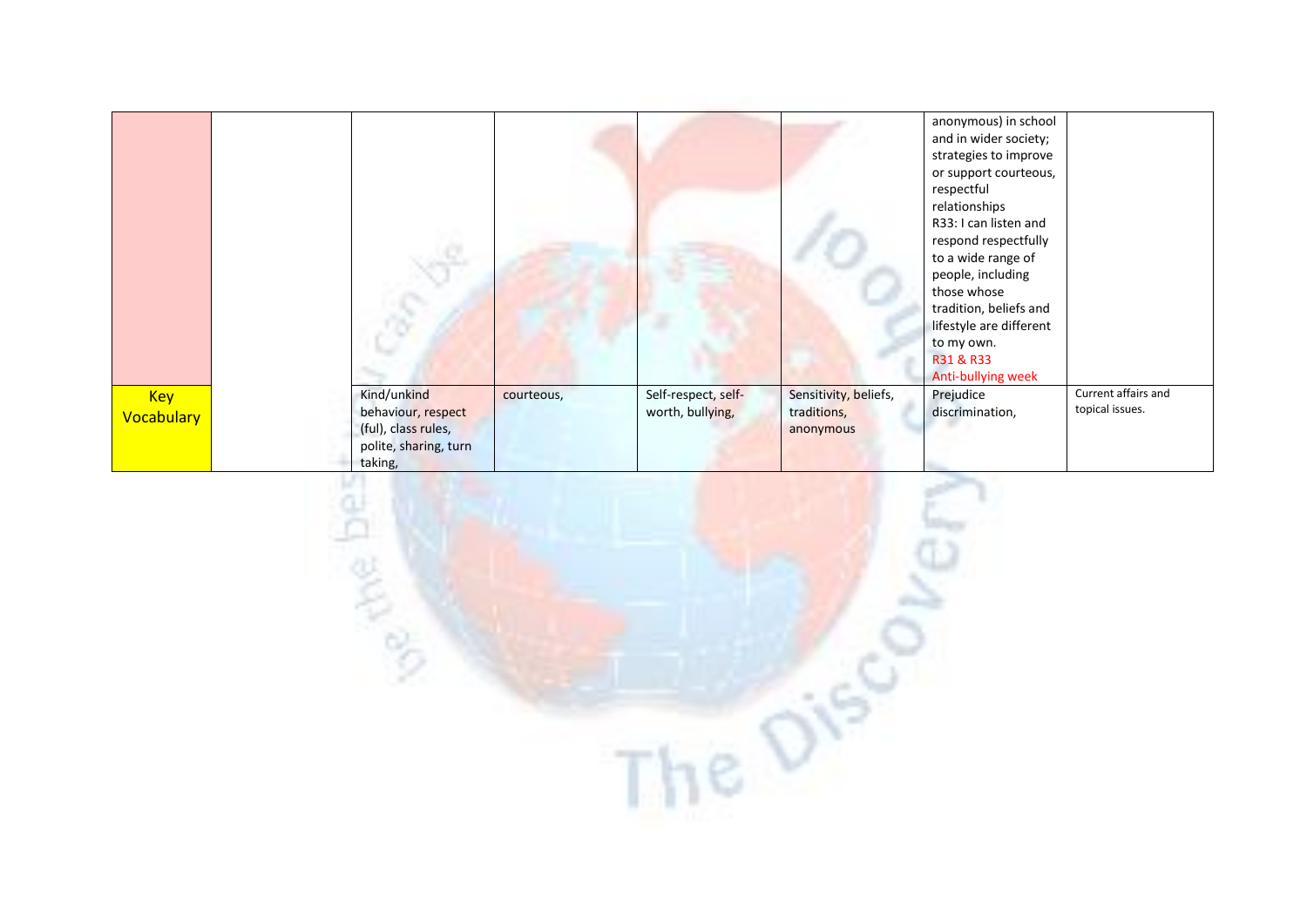| | | | | | | | |
|---|---|---|---|---|---|---|---|
| | | | | | | anonymous) in school and in wider society; strategies to improve or support courteous, respectful relationships<br>R33: I can listen and respond respectfully to a wide range of people, including those whose tradition, beliefs and lifestyle are different to my own.<br>R31 & R33<br>Anti-bullying week | |
| Key Vocabulary | | Kind/unkind behaviour, respect (ful), class rules, polite, sharing, turn taking, | courteous, | Self-respect, self-worth, bullying, | Sensitivity, beliefs, traditions, anonymous | Prejudice discrimination, | Current affairs and topical issues. |